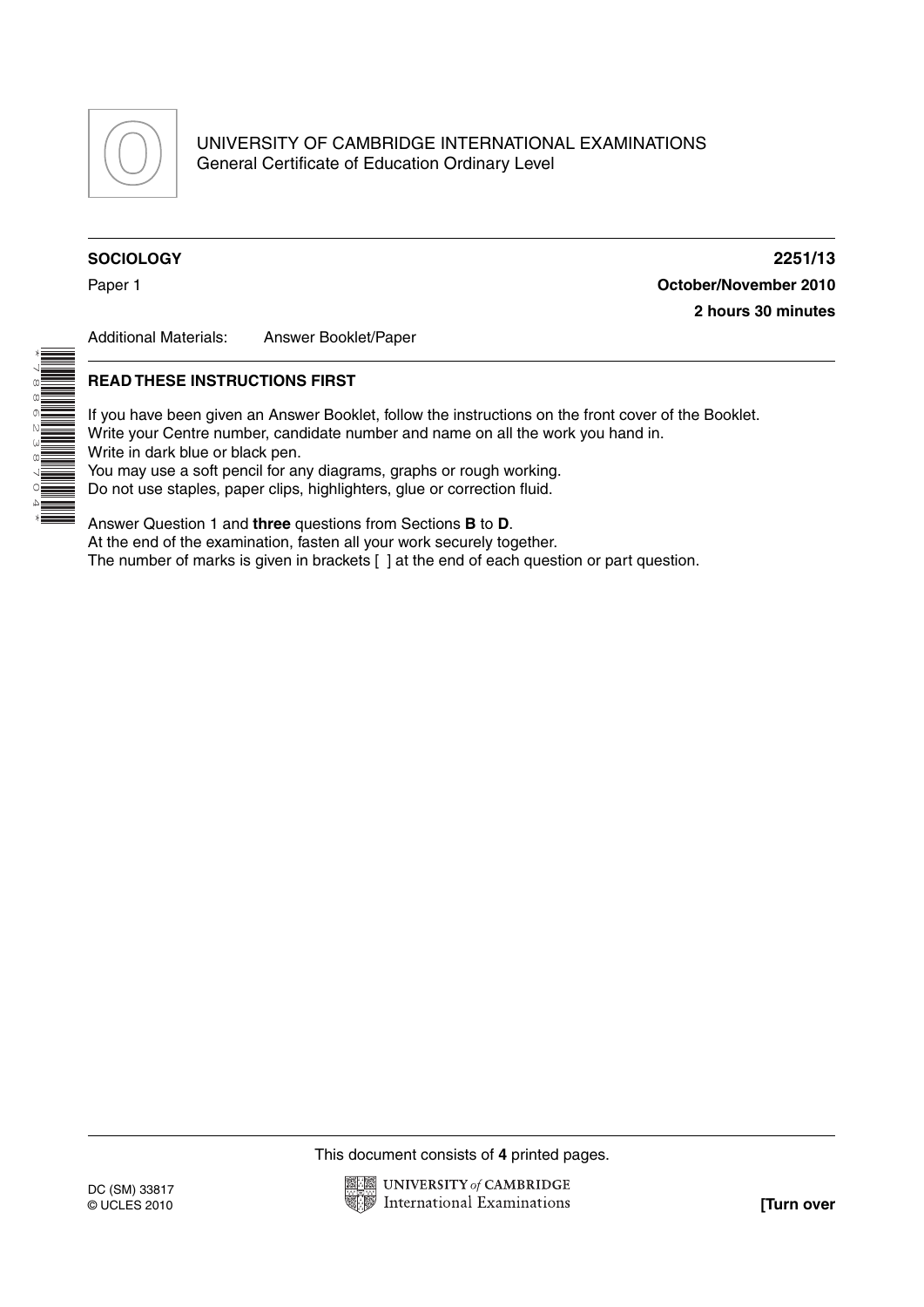UNIVERSITY OF CAMBRIDGE INTERNATIONAL EXAMINATIONS
General Certificate of Education Ordinary Level

**SOCIOLOGY** **2251/13**

Paper 1 **October/November 2010**

**2 hours 30 minutes**

Additional Materials: Answer Booklet/Paper

**READ THESE INSTRUCTIONS FIRST**

If you have been given an Answer Booklet, follow the instructions on the front cover of the Booklet.
Write your Centre number, candidate number and name on all the work you hand in.
Write in dark blue or black pen.
You may use a soft pencil for any diagrams, graphs or rough working.
Do not use staples, paper clips, highlighters, glue or correction fluid.

Answer Question 1 and **three** questions from Sections **B** to **D**.
At the end of the examination, fasten all your work securely together.
The number of marks is given in brackets [ ] at the end of each question or part question.

This document consists of **4** printed pages.

DC (SM) 33817
© UCLES 2010

**[Turn over**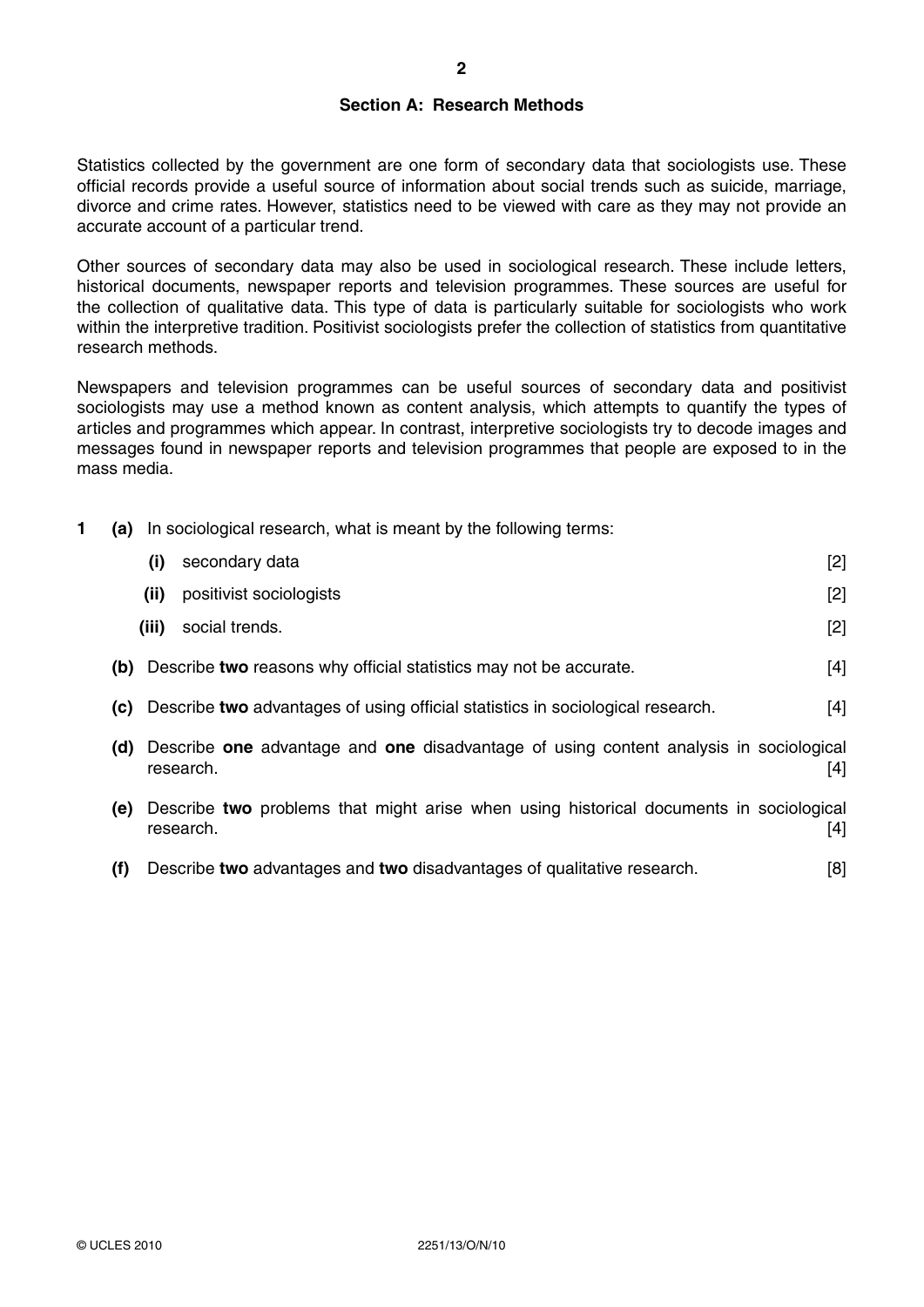## Section A: Research Methods

Statistics collected by the government are one form of secondary data that sociologists use. These official records provide a useful source of information about social trends such as suicide, marriage, divorce and crime rates. However, statistics need to be viewed with care as they may not provide an accurate account of a particular trend.

Other sources of secondary data may also be used in sociological research. These include letters, historical documents, newspaper reports and television programmes. These sources are useful for the collection of qualitative data. This type of data is particularly suitable for sociologists who work within the interpretive tradition. Positivist sociologists prefer the collection of statistics from quantitative research methods.

Newspapers and television programmes can be useful sources of secondary data and positivist sociologists may use a method known as content analysis, which attempts to quantify the types of articles and programmes which appear. In contrast, interpretive sociologists try to decode images and messages found in newspaper reports and television programmes that people are exposed to in the mass media.

**1** **(a)** In sociological research, what is meant by the following terms:

  **(i)** secondary data [2]

  **(ii)** positivist sociologists [2]

  **(iii)** social trends. [2]

**(b)** Describe **two** reasons why official statistics may not be accurate. [4]

**(c)** Describe **two** advantages of using official statistics in sociological research. [4]

**(d)** Describe **one** advantage and **one** disadvantage of using content analysis in sociological research. [4]

**(e)** Describe **two** problems that might arise when using historical documents in sociological research. [4]

**(f)** Describe **two** advantages and **two** disadvantages of qualitative research. [8]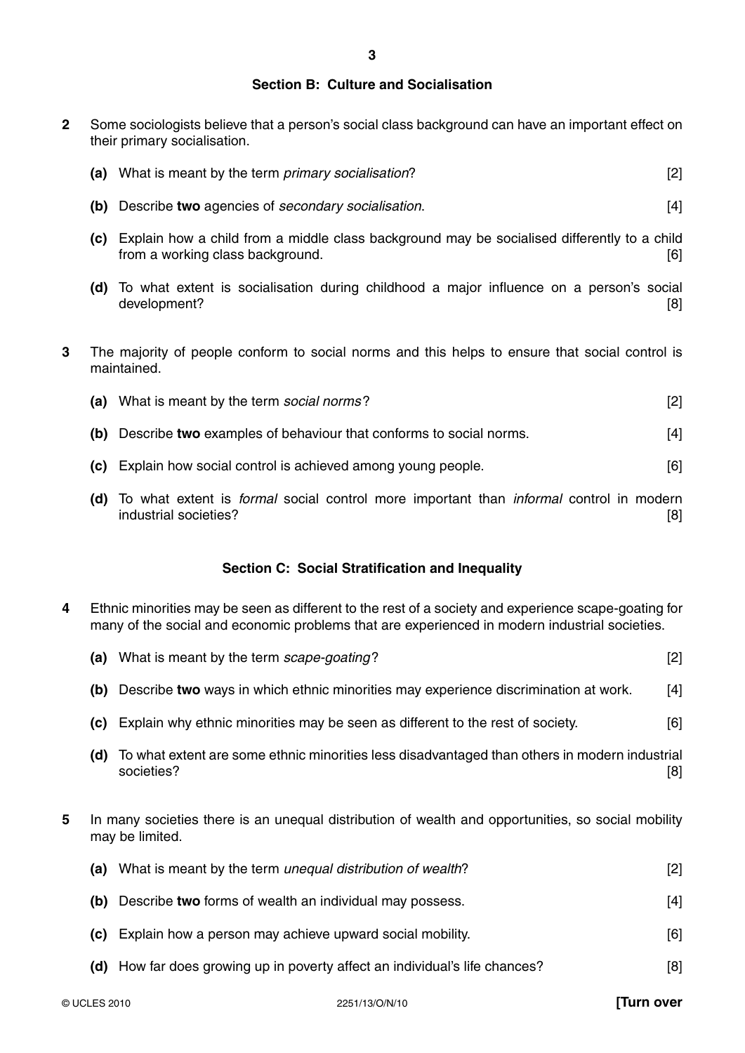## Section B: Culture and Socialisation

**2** Some sociologists believe that a person's social class background can have an important effect on their primary socialisation.

**(a)** What is meant by the term *primary socialisation*? [2]

**(b)** Describe **two** agencies of *secondary socialisation*. [4]

**(c)** Explain how a child from a middle class background may be socialised differently to a child from a working class background. [6]

**(d)** To what extent is socialisation during childhood a major influence on a person's social development? [8]

**3** The majority of people conform to social norms and this helps to ensure that social control is maintained.

**(a)** What is meant by the term *social norms*? [2]

**(b)** Describe **two** examples of behaviour that conforms to social norms. [4]

**(c)** Explain how social control is achieved among young people. [6]

**(d)** To what extent is *formal* social control more important than *informal* control in modern industrial societies? [8]

## Section C: Social Stratification and Inequality

**4** Ethnic minorities may be seen as different to the rest of a society and experience scape-goating for many of the social and economic problems that are experienced in modern industrial societies.

**(a)** What is meant by the term *scape-goating*? [2]

**(b)** Describe **two** ways in which ethnic minorities may experience discrimination at work. [4]

**(c)** Explain why ethnic minorities may be seen as different to the rest of society. [6]

**(d)** To what extent are some ethnic minorities less disadvantaged than others in modern industrial societies? [8]

**5** In many societies there is an unequal distribution of wealth and opportunities, so social mobility may be limited.

**(a)** What is meant by the term *unequal distribution of wealth*? [2]

**(b)** Describe **two** forms of wealth an individual may possess. [4]

**(c)** Explain how a person may achieve upward social mobility. [6]

**(d)** How far does growing up in poverty affect an individual's life chances? [8]

**[Turn over**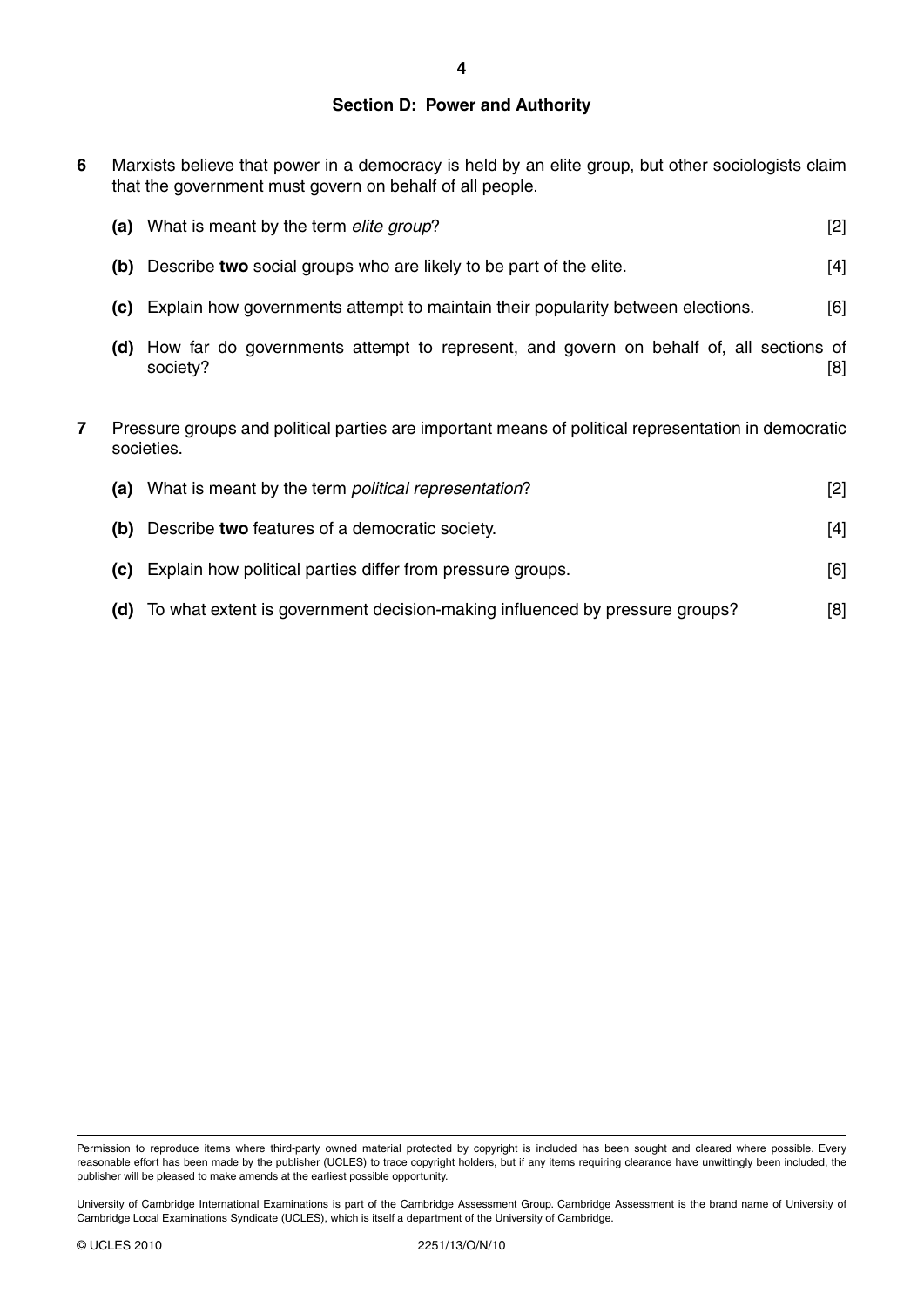## Section D: Power and Authority

**6** Marxists believe that power in a democracy is held by an elite group, but other sociologists claim that the government must govern on behalf of all people.

**(a)** What is meant by the term *elite group*? [2]

**(b)** Describe **two** social groups who are likely to be part of the elite. [4]

**(c)** Explain how governments attempt to maintain their popularity between elections. [6]

**(d)** How far do governments attempt to represent, and govern on behalf of, all sections of society? [8]

**7** Pressure groups and political parties are important means of political representation in democratic societies.

**(a)** What is meant by the term *political representation*? [2]

**(b)** Describe **two** features of a democratic society. [4]

**(c)** Explain how political parties differ from pressure groups. [6]

**(d)** To what extent is government decision-making influenced by pressure groups? [8]

Permission to reproduce items where third-party owned material protected by copyright is included has been sought and cleared where possible. Every reasonable effort has been made by the publisher (UCLES) to trace copyright holders, but if any items requiring clearance have unwittingly been included, the publisher will be pleased to make amends at the earliest possible opportunity.

University of Cambridge International Examinations is part of the Cambridge Assessment Group. Cambridge Assessment is the brand name of University of Cambridge Local Examinations Syndicate (UCLES), which is itself a department of the University of Cambridge.

© UCLES 2010 2251/13/O/N/10